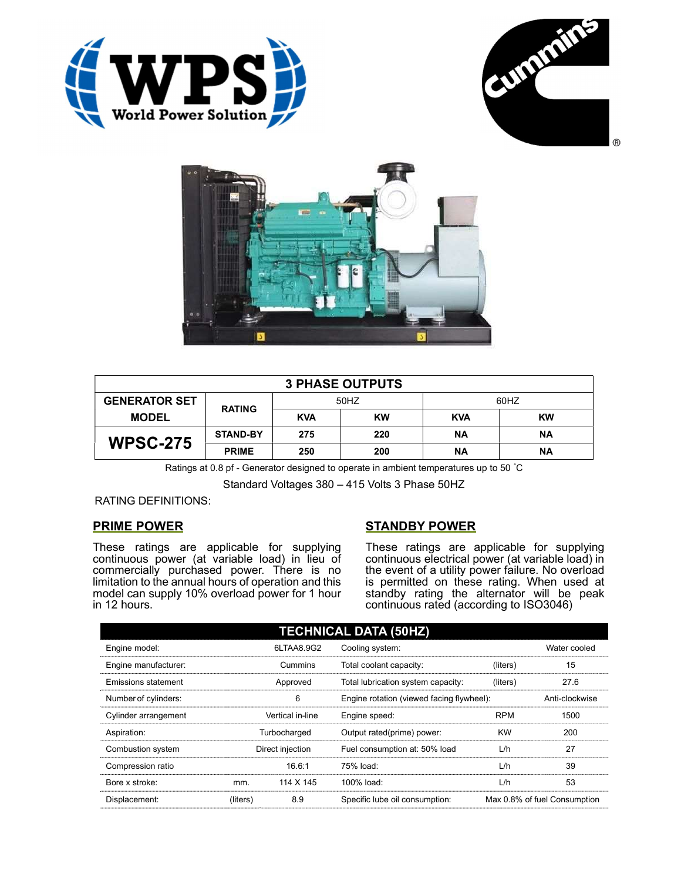| 3 PHASE OUTPUTS | | | | | |
|---|---|---|---|---|---|
| GENERATOR SET MODEL | RATING | 50HZ | | 60HZ | |
| | | KVA | KW | KVA | KW |
| WPSC-275 | STAND-BY | 275 | 220 | NA | NA |
| | PRIME | 250 | 200 | NA | NA |

Ratings at 0.8 pf - Generator designed to operate in ambient temperatures up to 50 ˚C

Standard Voltages 380 – 415 Volts 3 Phase 50HZ

RATING DEFINITIONS:

## PRIME POWER

These ratings are applicable for supplying continuous power (at variable load) in lieu of commercially purchased power. There is no limitation to the annual hours of operation and this model can supply 10% overload power for 1 hour in 12 hours.

## STANDBY POWER

These ratings are applicable for supplying continuous electrical power (at variable load) in the event of a utility power failure. No overload is permitted on these rating. When used at standby rating the alternator will be peak continuous rated (according to ISO3046)

| TECHNICAL DATA (50HZ) | | | | | |
|---|---|---|---|---|---|
| Engine model: | | 6LTAA8.9G2 | Cooling system: | | Water cooled |
| Engine manufacturer: | | Cummins | Total coolant capacity: | (liters) | 15 |
| Emissions statement | | Approved | Total lubrication system capacity: | (liters) | 27.6 |
| Number of cylinders: | | 6 | Engine rotation (viewed facing flywheel): | | Anti-clockwise |
| Cylinder arrangement | | Vertical in-line | Engine speed: | RPM | 1500 |
| Aspiration: | | Turbocharged | Output rated(prime) power: | KW | 200 |
| Combustion system | | Direct injection | Fuel consumption at: 50% load | L/h | 27 |
| Compression ratio | | 16.6:1 | 75% load: | L/h | 39 |
| Bore x stroke: | mm. | 114 X 145 | 100% load: | L/h | 53 |
| Displacement: | (liters) | 8.9 | Specific lube oil consumption: | | Max 0.8% of fuel Consumption |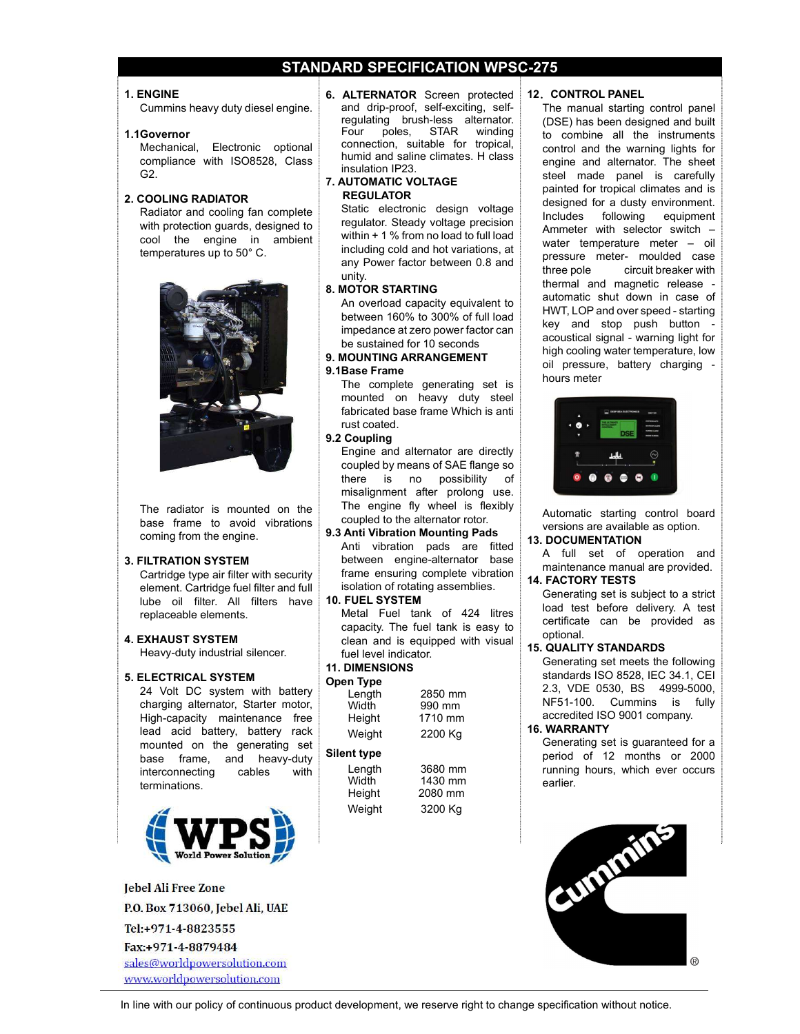# STANDARD SPECIFICATION WPSC-275

## 1. ENGINE

Cummins heavy duty diesel engine.

### 1.1Governor

Mechanical, Electronic optional compliance with ISO8528, Class G2.

## 2. COOLING RADIATOR

Radiator and cooling fan complete with protection guards, designed to cool the engine in ambient temperatures up to 50° C.

The radiator is mounted on the base frame to avoid vibrations coming from the engine.

## 3. FILTRATION SYSTEM

Cartridge type air filter with security element. Cartridge fuel filter and full lube oil filter. All filters have replaceable elements.

## 4. EXHAUST SYSTEM

Heavy-duty industrial silencer.

## 5. ELECTRICAL SYSTEM

24 Volt DC system with battery charging alternator, Starter motor, High-capacity maintenance free lead acid battery, battery rack mounted on the generating set base frame, and heavy-duty interconnecting cables with terminations.

Jebel Ali Free Zone
P.O. Box 713060, Jebel Ali, UAE
Tel:+971-4-8823555
Fax:+971-4-8879484
sales@worldpowersolution.com
www.worldpowersolution.com

## 6. ALTERNATOR

Screen protected and drip-proof, self-exciting, self-regulating brush-less alternator. Four poles, STAR winding connection, suitable for tropical, humid and saline climates. H class insulation IP23.

## 7. AUTOMATIC VOLTAGE REGULATOR

Static electronic design voltage regulator. Steady voltage precision within + 1 % from no load to full load including cold and hot variations, at any Power factor between 0.8 and unity.

## 8. MOTOR STARTING

An overload capacity equivalent to between 160% to 300% of full load impedance at zero power factor can be sustained for 10 seconds

## 9. MOUNTING ARRANGEMENT

### 9.1Base Frame

The complete generating set is mounted on heavy duty steel fabricated base frame Which is anti rust coated.

### 9.2 Coupling

Engine and alternator are directly coupled by means of SAE flange so there is no possibility of misalignment after prolong use. The engine fly wheel is flexibly coupled to the alternator rotor.

### 9.3 Anti Vibration Mounting Pads

Anti vibration pads are fitted between engine-alternator base frame ensuring complete vibration isolation of rotating assemblies.

## 10. FUEL SYSTEM

Metal Fuel tank of 424 litres capacity. The fuel tank is easy to clean and is equipped with visual fuel level indicator.

## 11. DIMENSIONS

**Open Type**

| | |
|---|---|
| Length | 2850 mm |
| Width | 990 mm |
| Height | 1710 mm |
| Weight | 2200 Kg |

**Silent type**

| | |
|---|---|
| Length | 3680 mm |
| Width | 1430 mm |
| Height | 2080 mm |
| Weight | 3200 Kg |

## 12. CONTROL PANEL

The manual starting control panel (DSE) has been designed and built to combine all the instruments control and the warning lights for engine and alternator. The sheet steel made panel is carefully painted for tropical climates and is designed for a dusty environment. Includes following equipment Ammeter with selector switch – water temperature meter – oil pressure meter- moulded case three pole circuit breaker with thermal and magnetic release - automatic shut down in case of HWT, LOP and over speed - starting key and stop push button - acoustical signal - warning light for high cooling water temperature, low oil pressure, battery charging - hours meter

Automatic starting control board versions are available as option.

## 13. DOCUMENTATION

A full set of operation and maintenance manual are provided.

## 14. FACTORY TESTS

Generating set is subject to a strict load test before delivery. A test certificate can be provided as optional.

## 15. QUALITY STANDARDS

Generating set meets the following standards ISO 8528, IEC 34.1, CEI 2.3, VDE 0530, BS 4999-5000, NF51-100. Cummins is fully accredited ISO 9001 company.

## 16. WARRANTY

Generating set is guaranteed for a period of 12 months or 2000 running hours, which ever occurs earlier.

In line with our policy of continuous product development, we reserve right to change specification without notice.